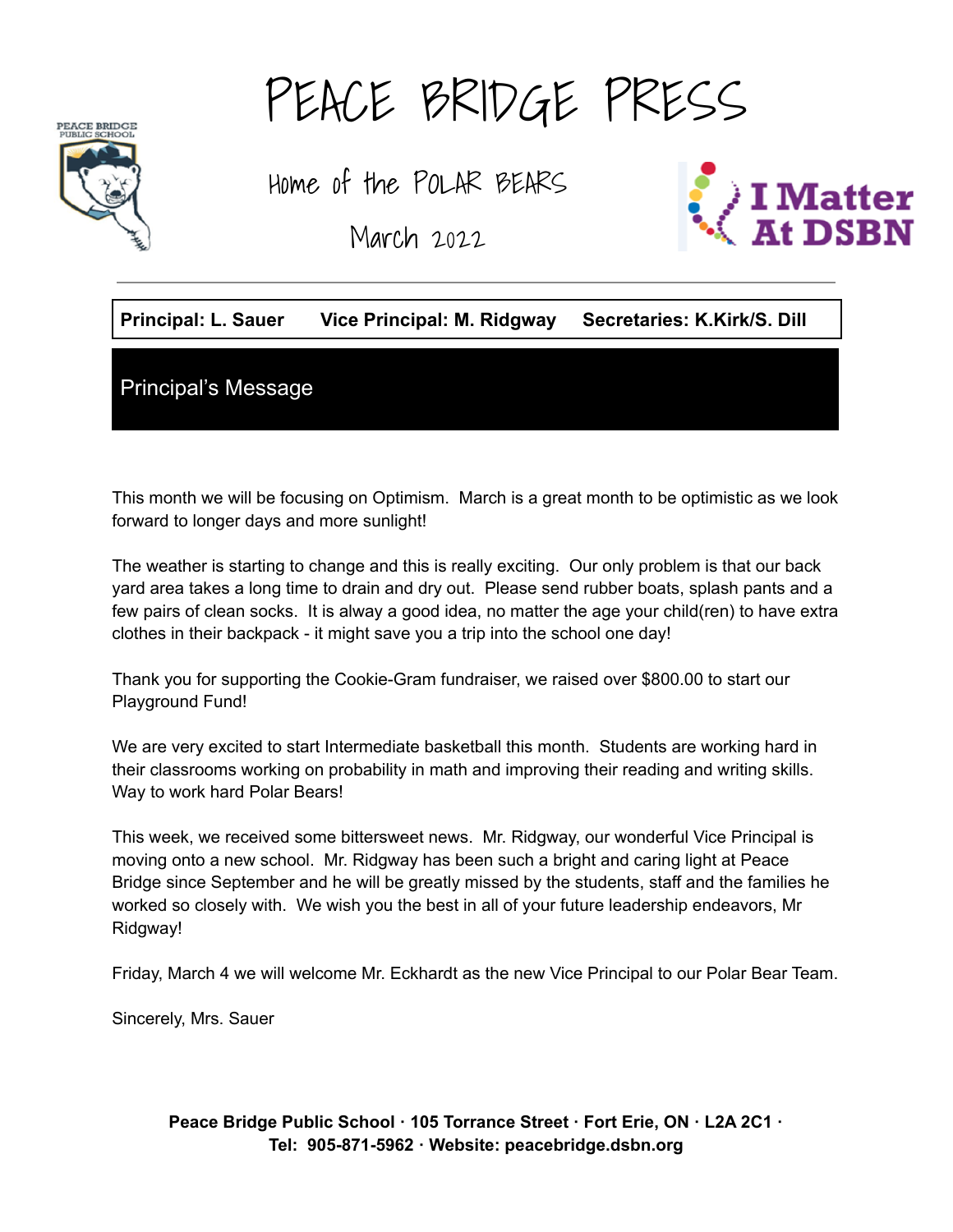# PEACE BRIDGE PRESS

Home of the POLAR BEARS

March 2022

**Principal: L. Sauer** **Vice Principal: M. Ridgway** **Secretaries: K.Kirk/S. Dill**

## Principal's Message

This month we will be focusing on Optimism. March is a great month to be optimistic as we look forward to longer days and more sunlight!

The weather is starting to change and this is really exciting. Our only problem is that our back yard area takes a long time to drain and dry out. Please send rubber boats, splash pants and a few pairs of clean socks. It is alway a good idea, no matter the age your child(ren) to have extra clothes in their backpack - it might save you a trip into the school one day!

Thank you for supporting the Cookie-Gram fundraiser, we raised over $800.00 to start our Playground Fund!

We are very excited to start Intermediate basketball this month. Students are working hard in their classrooms working on probability in math and improving their reading and writing skills. Way to work hard Polar Bears!

This week, we received some bittersweet news. Mr. Ridgway, our wonderful Vice Principal is moving onto a new school. Mr. Ridgway has been such a bright and caring light at Peace Bridge since September and he will be greatly missed by the students, staff and the families he worked so closely with. We wish you the best in all of your future leadership endeavors, Mr Ridgway!

Friday, March 4 we will welcome Mr. Eckhardt as the new Vice Principal to our Polar Bear Team.

Sincerely, Mrs. Sauer

**Peace Bridge Public School · 105 Torrance Street · Fort Erie, ON · L2A 2C1 · Tel: 905-871-5962 · Website: peacebridge.dsbn.org**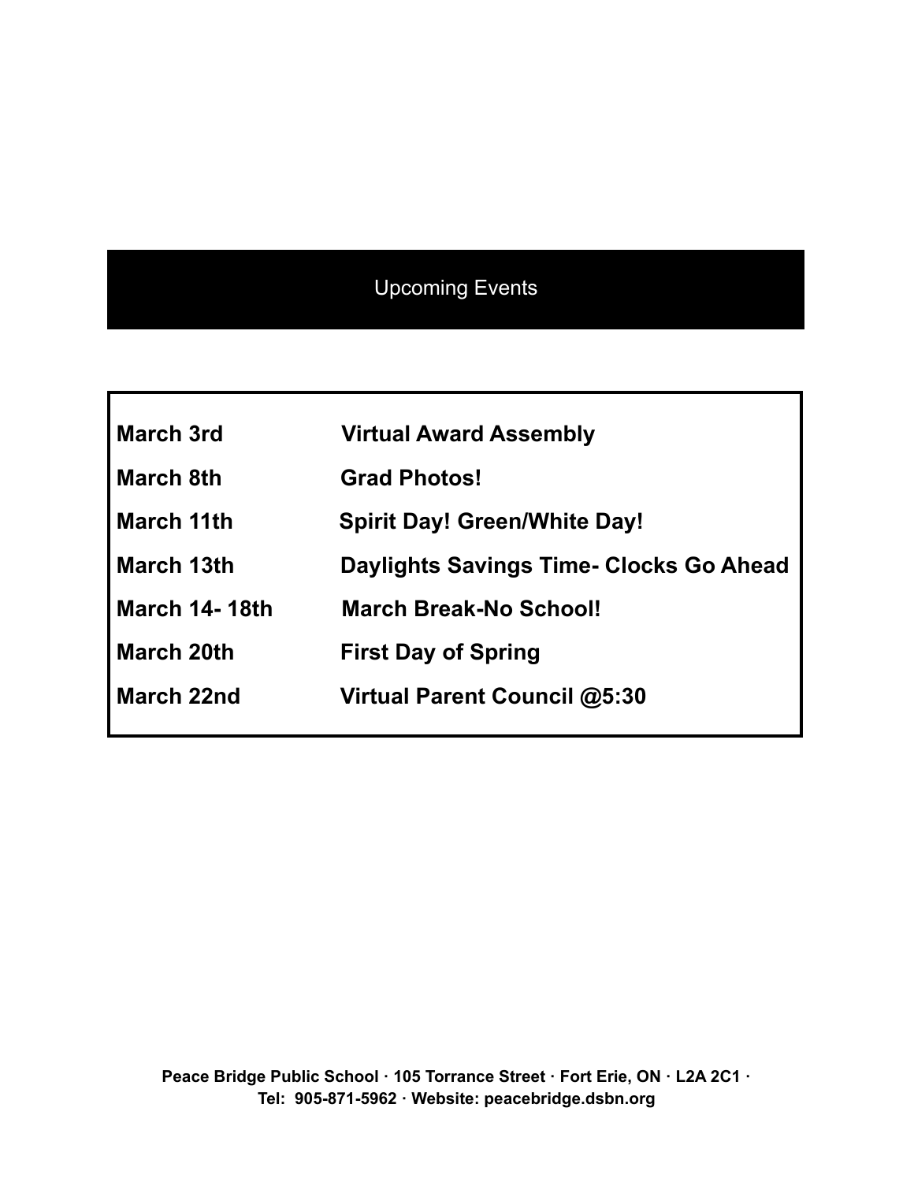## Upcoming Events

| | |
|---|---|
| **March 3rd** | **Virtual Award Assembly** |
| **March 8th** | **Grad Photos!** |
| **March 11th** | **Spirit Day! Green/White Day!** |
| **March 13th** | **Daylights Savings Time- Clocks Go Ahead** |
| **March 14- 18th** | **March Break-No School!** |
| **March 20th** | **First Day of Spring** |
| **March 22nd** | **Virtual Parent Council @5:30** |

**Peace Bridge Public School · 105 Torrance Street · Fort Erie, ON · L2A 2C1 · Tel: 905-871-5962 · Website: peacebridge.dsbn.org**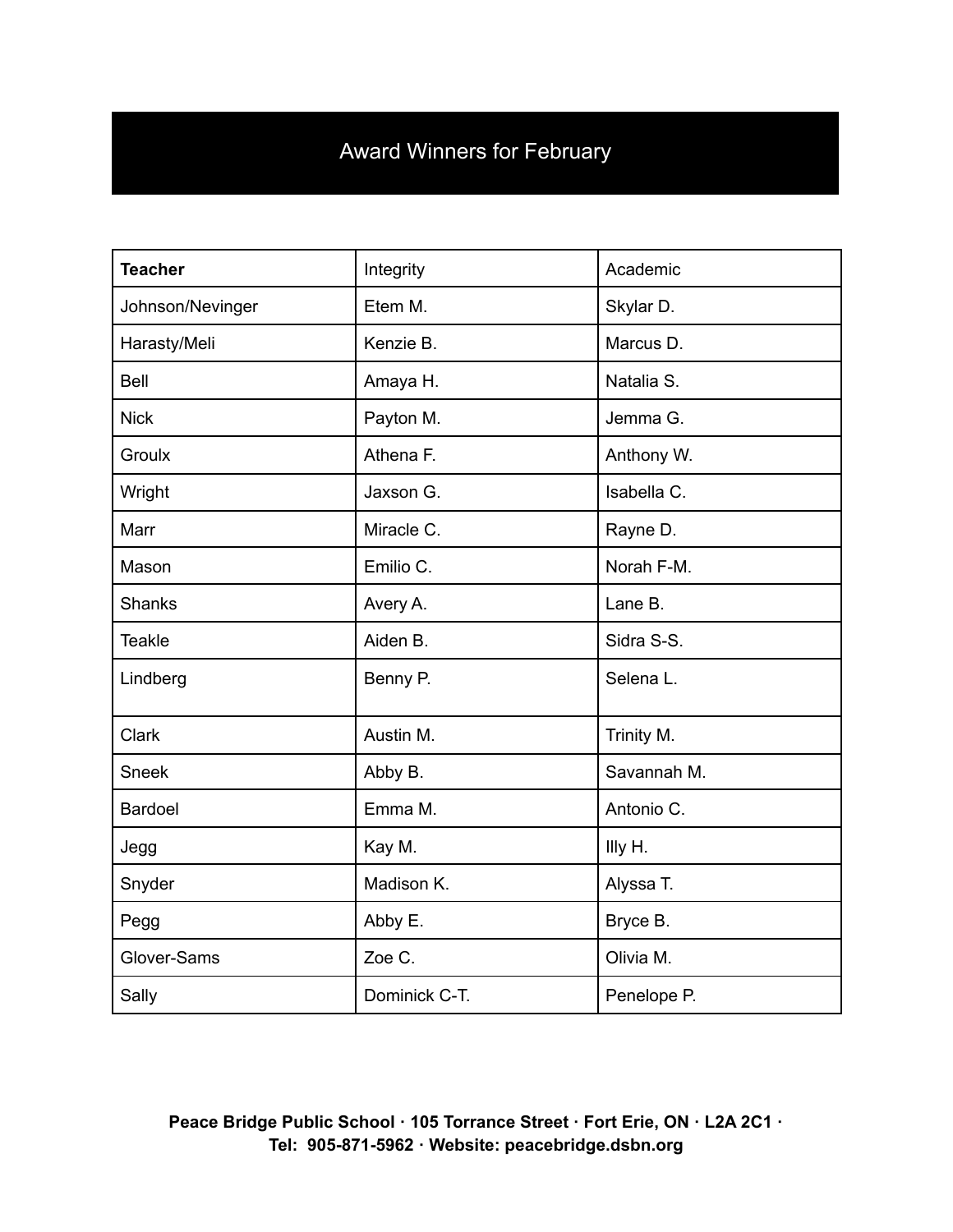## Award Winners for February

| **Teacher** | Integrity | Academic |
|---|---|---|
| Johnson/Nevinger | Etem M. | Skylar D. |
| Harasty/Meli | Kenzie B. | Marcus D. |
| Bell | Amaya H. | Natalia S. |
| Nick | Payton M. | Jemma G. |
| Groulx | Athena F. | Anthony W. |
| Wright | Jaxson G. | Isabella C. |
| Marr | Miracle C. | Rayne D. |
| Mason | Emilio C. | Norah F-M. |
| Shanks | Avery A. | Lane B. |
| Teakle | Aiden B. | Sidra S-S. |
| Lindberg | Benny P. | Selena L. |
| Clark | Austin M. | Trinity M. |
| Sneek | Abby B. | Savannah M. |
| Bardoel | Emma M. | Antonio C. |
| Jegg | Kay M. | Illy H. |
| Snyder | Madison K. | Alyssa T. |
| Pegg | Abby E. | Bryce B. |
| Glover-Sams | Zoe C. | Olivia M. |
| Sally | Dominick C-T. | Penelope P. |

**Peace Bridge Public School · 105 Torrance Street · Fort Erie, ON · L2A 2C1 · Tel: 905-871-5962 · Website: peacebridge.dsbn.org**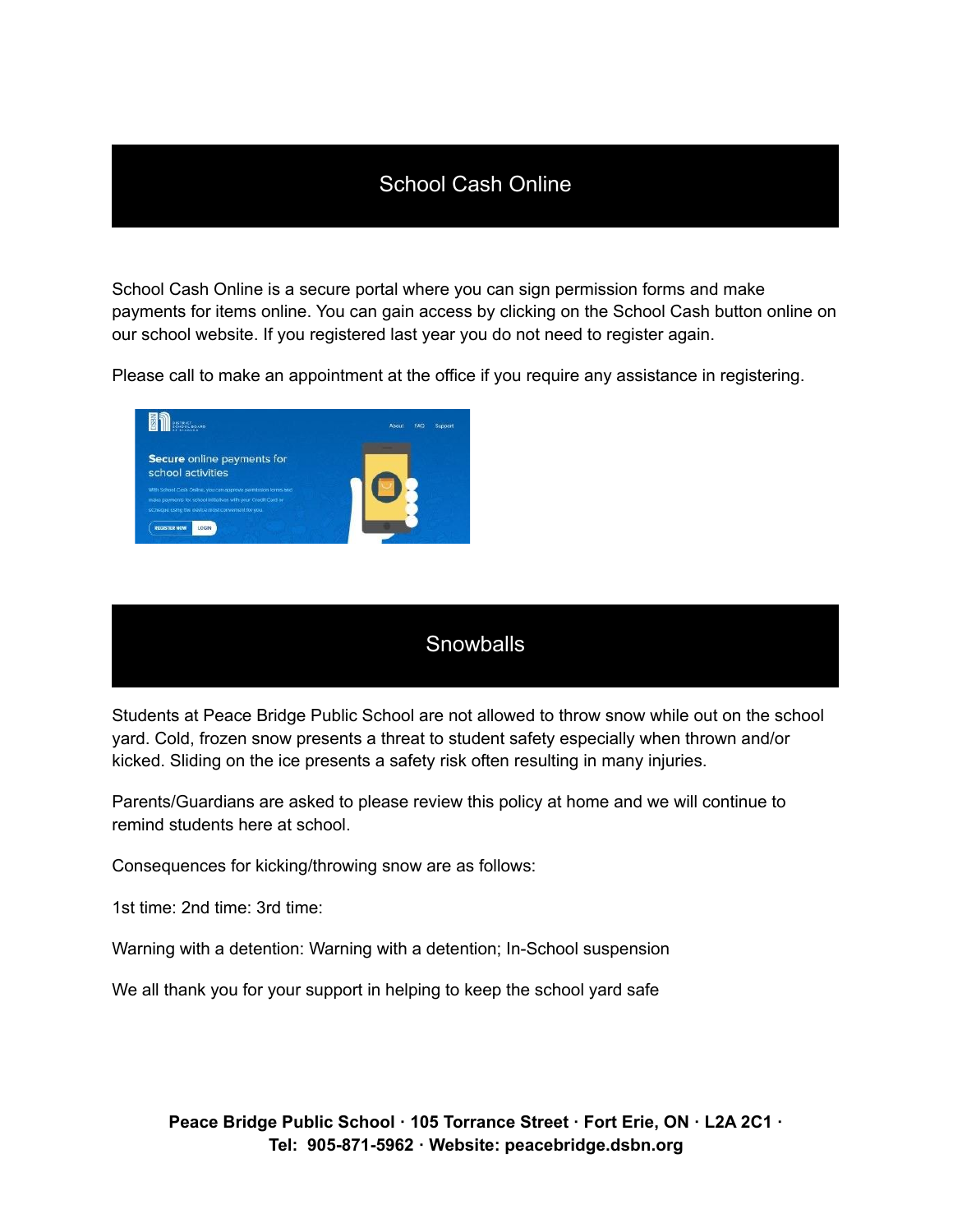## School Cash Online

School Cash Online is a secure portal where you can sign permission forms and make payments for items online. You can gain access by clicking on the School Cash button online on our school website. If you registered last year you do not need to register again.

Please call to make an appointment at the office if you require any assistance in registering.

## Snowballs

Students at Peace Bridge Public School are not allowed to throw snow while out on the school yard. Cold, frozen snow presents a threat to student safety especially when thrown and/or kicked. Sliding on the ice presents a safety risk often resulting in many injuries.

Parents/Guardians are asked to please review this policy at home and we will continue to remind students here at school.

Consequences for kicking/throwing snow are as follows:

1st time: 2nd time: 3rd time:

Warning with a detention: Warning with a detention; In-School suspension

We all thank you for your support in helping to keep the school yard safe

**Peace Bridge Public School · 105 Torrance Street · Fort Erie, ON · L2A 2C1 · Tel: 905-871-5962 · Website: peacebridge.dsbn.org**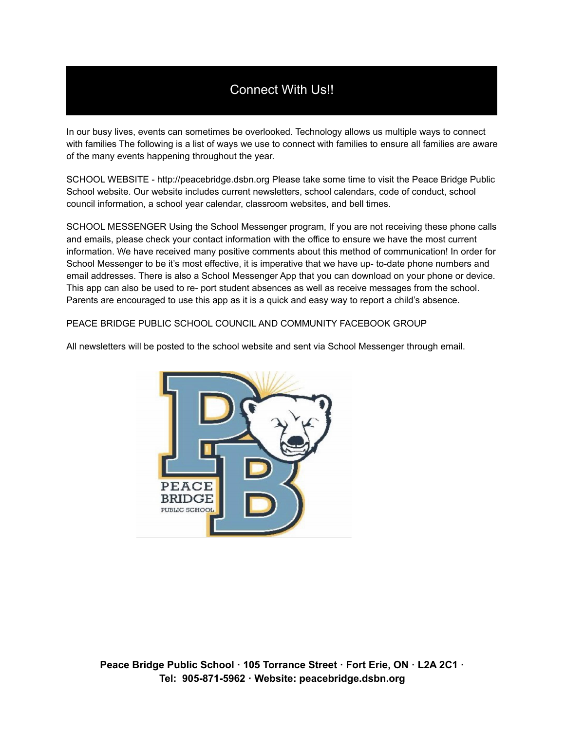# Connect With Us!!

In our busy lives, events can sometimes be overlooked. Technology allows us multiple ways to connect with families The following is a list of ways we use to connect with families to ensure all families are aware of the many events happening throughout the year.

SCHOOL WEBSITE - http://peacebridge.dsbn.org Please take some time to visit the Peace Bridge Public School website. Our website includes current newsletters, school calendars, code of conduct, school council information, a school year calendar, classroom websites, and bell times.

SCHOOL MESSENGER Using the School Messenger program, If you are not receiving these phone calls and emails, please check your contact information with the office to ensure we have the most current information. We have received many positive comments about this method of communication! In order for School Messenger to be it's most effective, it is imperative that we have up- to-date phone numbers and email addresses. There is also a School Messenger App that you can download on your phone or device. This app can also be used to re- port student absences as well as receive messages from the school. Parents are encouraged to use this app as it is a quick and easy way to report a child's absence.

PEACE BRIDGE PUBLIC SCHOOL COUNCIL AND COMMUNITY FACEBOOK GROUP

All newsletters will be posted to the school website and sent via School Messenger through email.

**Peace Bridge Public School · 105 Torrance Street · Fort Erie, ON · L2A 2C1 · Tel: 905-871-5962 · Website: peacebridge.dsbn.org**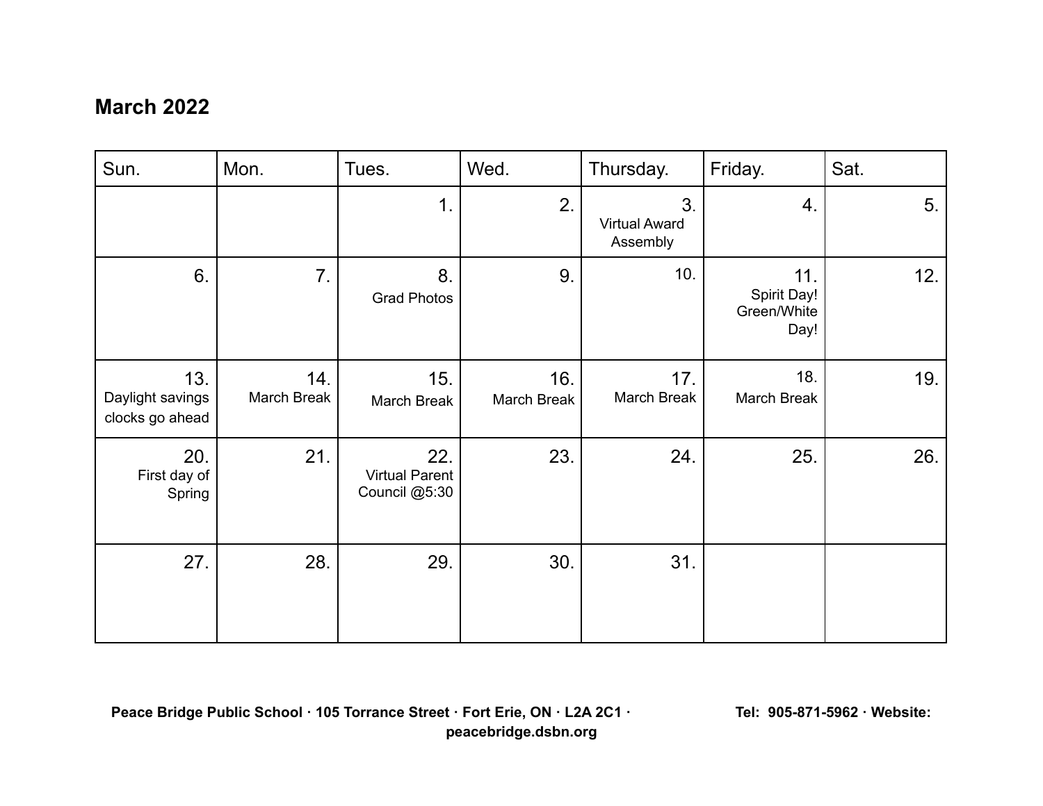## March 2022

| Sun. | Mon. | Tues. | Wed. | Thursday. | Friday. | Sat. |
|---|---|---|---|---|---|---|
| | | 1. | 2. | 3. Virtual Award Assembly | 4. | 5. |
| 6. | 7. | 8. Grad Photos | 9. | 10. | 11. Spirit Day! Green/White Day! | 12. |
| 13. Daylight savings clocks go ahead | 14. March Break | 15. March Break | 16. March Break | 17. March Break | 18. March Break | 19. |
| 20. First day of Spring | 21. | 22. Virtual Parent Council @5:30 | 23. | 24. | 25. | 26. |
| 27. | 28. | 29. | 30. | 31. | | |

**Peace Bridge Public School · 105 Torrance Street · Fort Erie, ON · L2A 2C1 · Tel: 905-871-5962 · Website: peacebridge.dsbn.org**